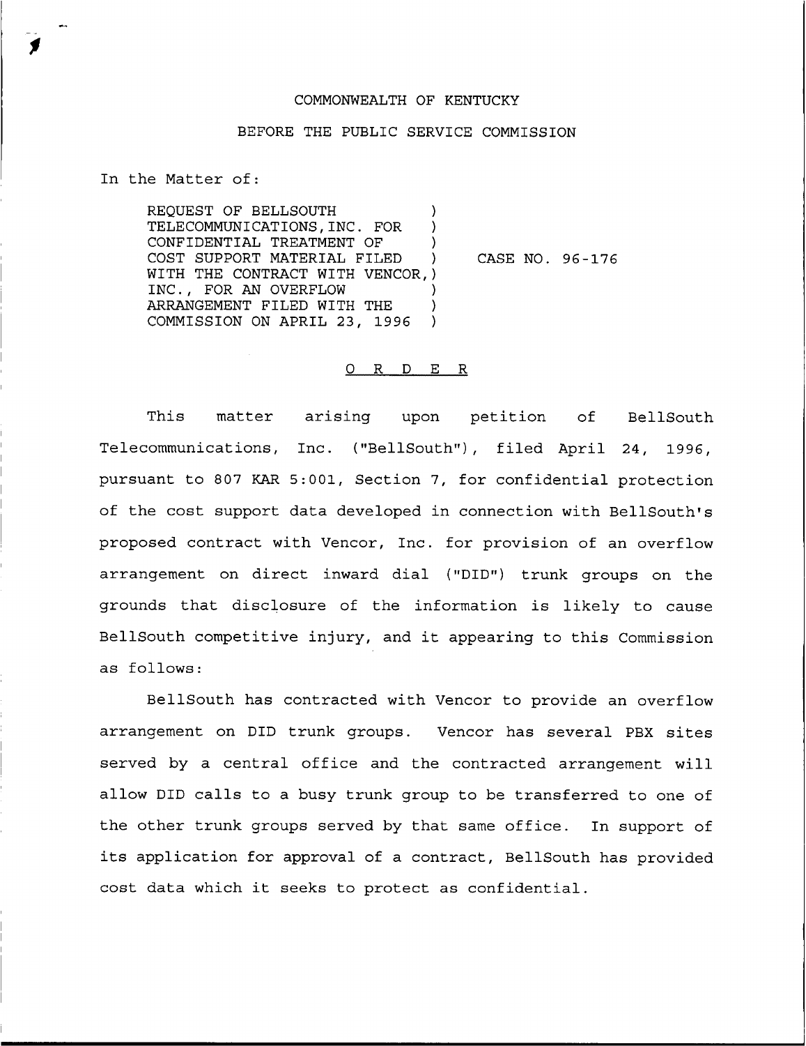COMMONWEALTH OF KENTUCKY

BEFORE THE PUBLIC SERVICE COMMISSION

In the Matter of:

REQUEST OF BELLSOUTH TELECOMMUNICATIONS, INC. FOR CONFIDENTIAL TREATMENT OF COST SUPPORT MATERIAL FILED WITH THE CONTRACT WITH VENCOR, INC., FOR AN OVERFLOW ARRANGEMENT FILED WITH THE COMMISSION ON APRIL 23, 1996 ) CASE NO. 96-176

O R D E R

This matter arising upon petition of BellSouth Telecommunications, Inc. ("BellSouth"), filed April 24, 1996, pursuant to 807 KAR 5:001, Section 7, for confidential protection of the cost support data developed in connection with BellSouth's proposed contract with Vencor, Inc. for provision of an overflow arrangement on direct inward dial ("DID") trunk groups on the grounds that disclosure of the information is likely to cause BellSouth competitive injury, and it appearing to this Commission as follows:

BellSouth has contracted with Vencor to provide an overflow arrangement on DID trunk groups. Vencor has several PBX sites served by a central office and the contracted arrangement will allow DID calls to a busy trunk group to be transferred to one of the other trunk groups served by that same office. In support of its application for approval of a contract, BellSouth has provided cost data which it seeks to protect as confidential.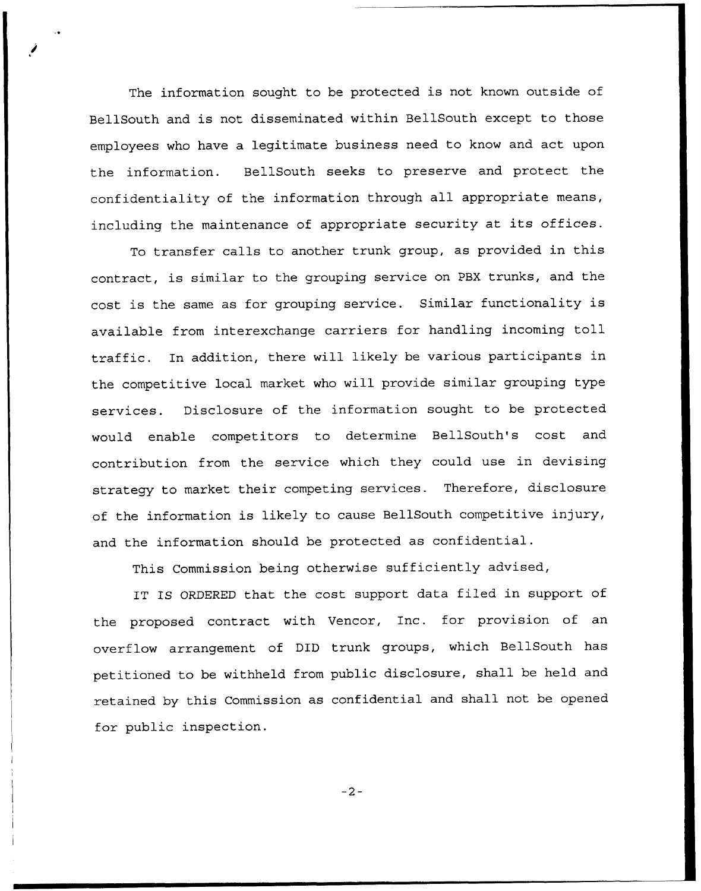The information sought to be protected is not known outside of BellSouth and is not disseminated within BellSouth except to those employees who have a legitimate business need to know and act upon the information. BellSouth seeks to preserve and protect the confidentiality of the information through all appropriate means, including the maintenance of appropriate security at its offices.

To transfer calls to another trunk group, as provided in this contract, is similar to the grouping service on PBX trunks, and the cost is the same as for grouping service. Similar functionality is available from interexchange carriers for handling incoming toll traffic. In addition, there will likely be various participants in the competitive local market who will provide similar grouping type services. Disclosure of the information sought to be protected would enable competitors to determine BellSouth's cost and contribution from the service which they could use in devising strategy to market their competing services. Therefore, disclosure of the information is likely to cause BellSouth competitive injury, and the information should be protected as confidential.

This Commission being otherwise sufficiently advised,

IT IS ORDERED that the cost support data filed in support of the proposed contract with Vencor, Inc. for provision of an overflow arrangement of DID trunk groups, which BellSouth has petitioned to be withheld from public disclosure, shall be held and retained by this Commission as confidential and shall not be opened for public inspection.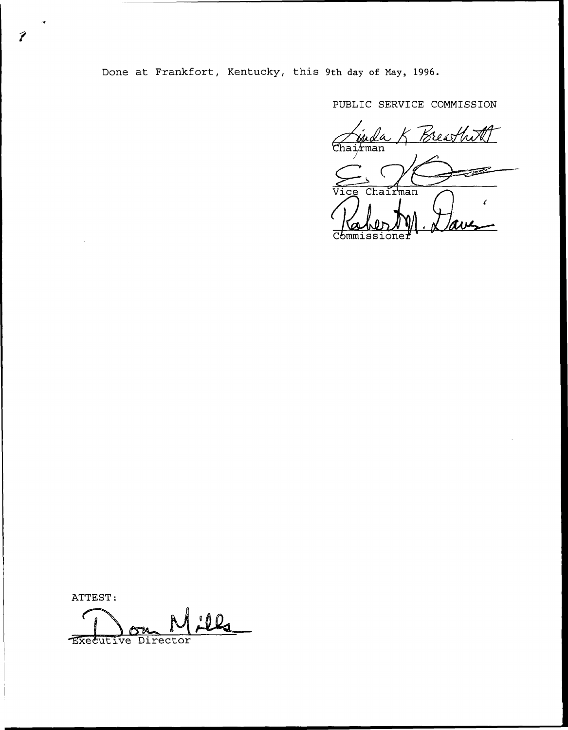Done at Frankfort, Kentucky, this 9th day of May, 1996.

PUBLIC SERVICE COMMISSION

Linda K Breathitt
Chairman

Vice Chairman

Robert M. Davis
Commissioner

ATTEST:

Don Mills
Executive Director